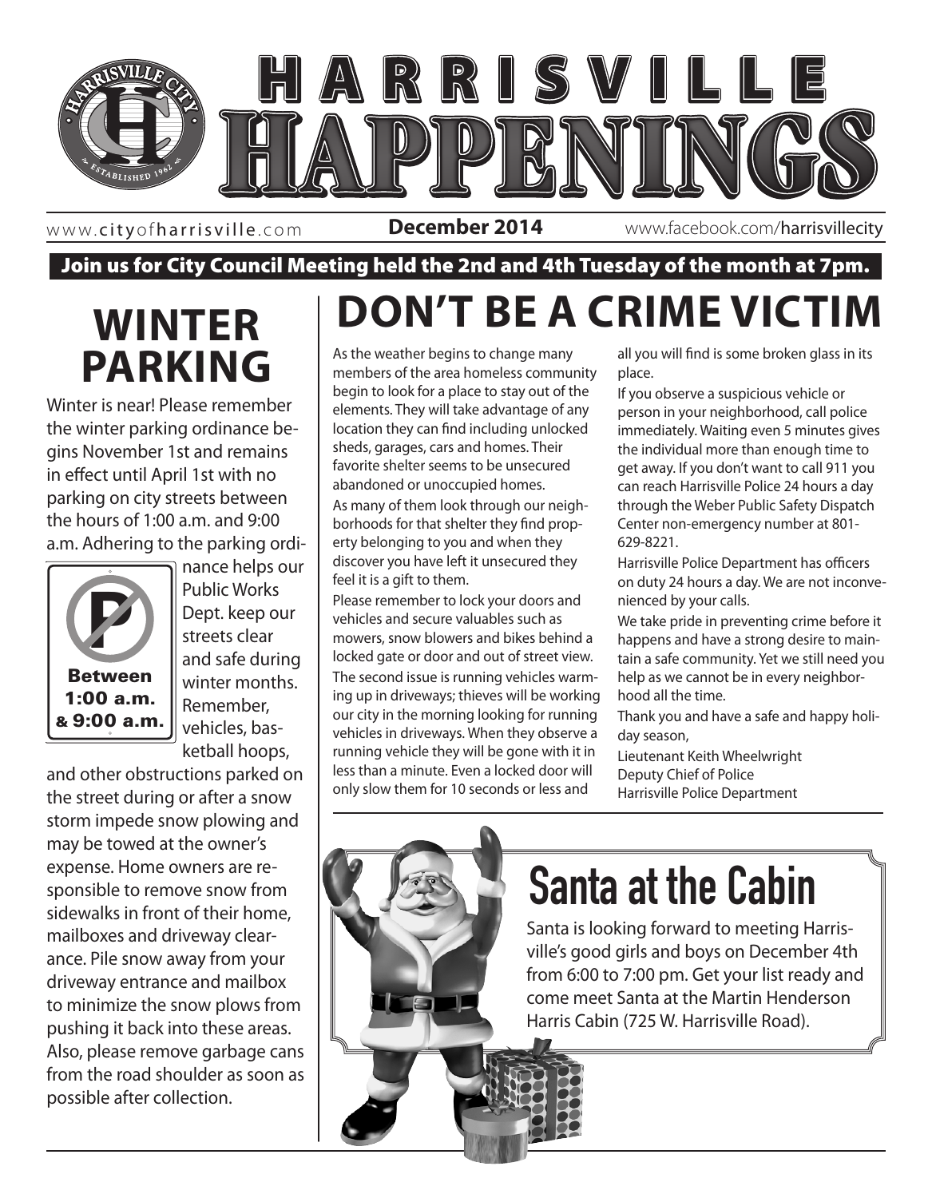# HARRISVILLE HAPPENINGS

www.cityofharrisville.com **December 2014** www.facebook.com/harrisvillecity

**Join us for City Council Meeting held the 2nd and 4th Tuesday of the month at 7pm.**

## WINTER PARKING

Winter is near! Please remember the winter parking ordinance begins November 1st and remains in effect until April 1st with no parking on city streets between the hours of 1:00 a.m. and 9:00 a.m. Adhering to the parking ordinance helps our Public Works Dept. keep our streets clear and safe during winter months. Remember, vehicles, basketball hoops, and other obstructions parked on the street during or after a snow storm impede snow plowing and may be towed at the owner's expense. Home owners are responsible to remove snow from sidewalks in front of their home, mailboxes and driveway clearance. Pile snow away from your driveway entrance and mailbox to minimize the snow plows from pushing it back into these areas. Also, please remove garbage cans from the road shoulder as soon as possible after collection.

Between 1:00 a.m. & 9:00 a.m.

## DON'T BE A CRIME VICTIM

As the weather begins to change many members of the area homeless community begin to look for a place to stay out of the elements. They will take advantage of any location they can find including unlocked sheds, garages, cars and homes. Their favorite shelter seems to be unsecured abandoned or unoccupied homes.

As many of them look through our neighborhoods for that shelter they find property belonging to you and when they discover you have left it unsecured they feel it is a gift to them.

Please remember to lock your doors and vehicles and secure valuables such as mowers, snow blowers and bikes behind a locked gate or door and out of street view.

The second issue is running vehicles warming up in driveways; thieves will be working our city in the morning looking for running vehicles in driveways. When they observe a running vehicle they will be gone with it in less than a minute. Even a locked door will only slow them for 10 seconds or less and all you will find is some broken glass in its place.

If you observe a suspicious vehicle or person in your neighborhood, call police immediately. Waiting even 5 minutes gives the individual more than enough time to get away. If you don't want to call 911 you can reach Harrisville Police 24 hours a day through the Weber Public Safety Dispatch Center non-emergency number at 801-629-8221.

Harrisville Police Department has officers on duty 24 hours a day. We are not inconvenienced by your calls.

We take pride in preventing crime before it happens and have a strong desire to maintain a safe community. Yet we still need you help as we cannot be in every neighborhood all the time.

Thank you and have a safe and happy holiday season,

Lieutenant Keith Wheelwright
Deputy Chief of Police
Harrisville Police Department

## Santa at the Cabin

Santa is looking forward to meeting Harrisville's good girls and boys on December 4th from 6:00 to 7:00 pm. Get your list ready and come meet Santa at the Martin Henderson Harris Cabin (725 W. Harrisville Road).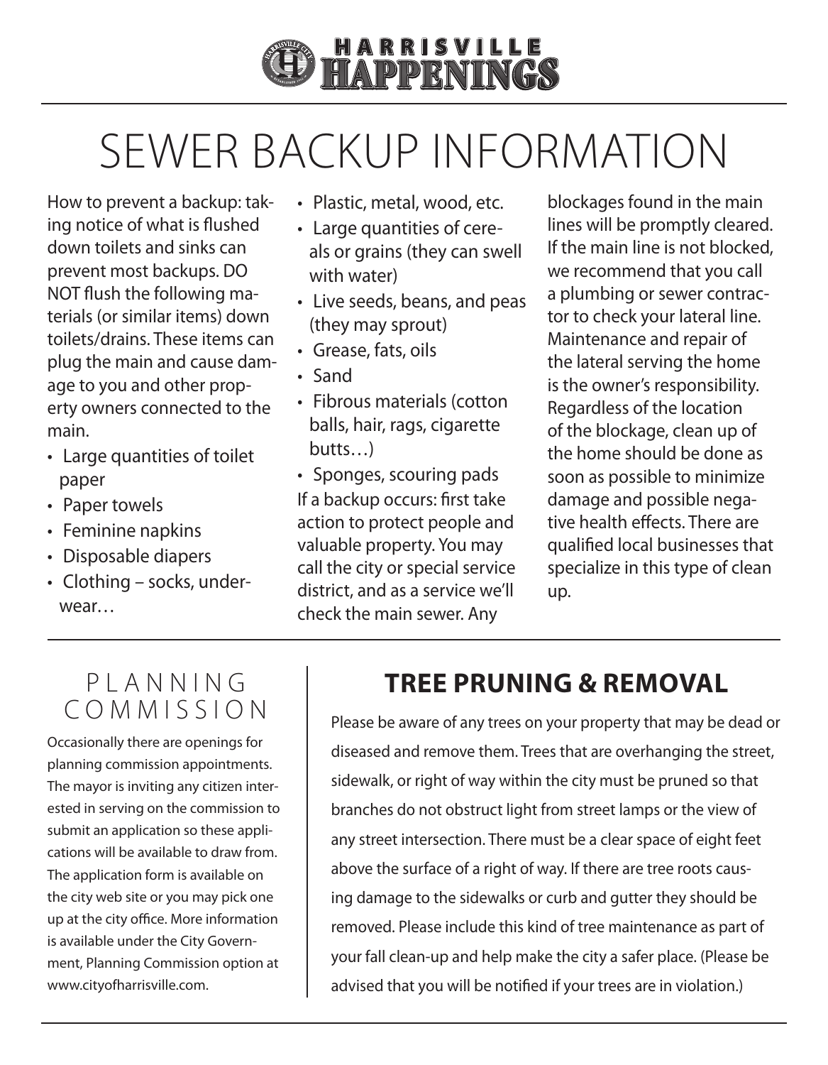# SEWER BACKUP INFORMATION

How to prevent a backup: taking notice of what is flushed down toilets and sinks can prevent most backups. DO NOT flush the following materials (or similar items) down toilets/drains. These items can plug the main and cause damage to you and other property owners connected to the main.

- Large quantities of toilet paper
- Paper towels
- Feminine napkins
- Disposable diapers
- Clothing – socks, underwear…
- Plastic, metal, wood, etc.
- Large quantities of cereals or grains (they can swell with water)
- Live seeds, beans, and peas (they may sprout)
- Grease, fats, oils
- Sand
- Fibrous materials (cotton balls, hair, rags, cigarette butts…)
- Sponges, scouring pads

If a backup occurs: first take action to protect people and valuable property. You may call the city or special service district, and as a service we'll check the main sewer. Any blockages found in the main lines will be promptly cleared. If the main line is not blocked, we recommend that you call a plumbing or sewer contractor to check your lateral line. Maintenance and repair of the lateral serving the home is the owner's responsibility. Regardless of the location of the blockage, clean up of the home should be done as soon as possible to minimize damage and possible negative health effects. There are qualified local businesses that specialize in this type of clean up.

## PLANNING COMMISSION

Occasionally there are openings for planning commission appointments. The mayor is inviting any citizen interested in serving on the commission to submit an application so these applications will be available to draw from. The application form is available on the city web site or you may pick one up at the city office. More information is available under the City Government, Planning Commission option at www.cityofharrisville.com.

## TREE PRUNING & REMOVAL

Please be aware of any trees on your property that may be dead or diseased and remove them. Trees that are overhanging the street, sidewalk, or right of way within the city must be pruned so that branches do not obstruct light from street lamps or the view of any street intersection. There must be a clear space of eight feet above the surface of a right of way. If there are tree roots causing damage to the sidewalks or curb and gutter they should be removed. Please include this kind of tree maintenance as part of your fall clean-up and help make the city a safer place. (Please be advised that you will be notified if your trees are in violation.)